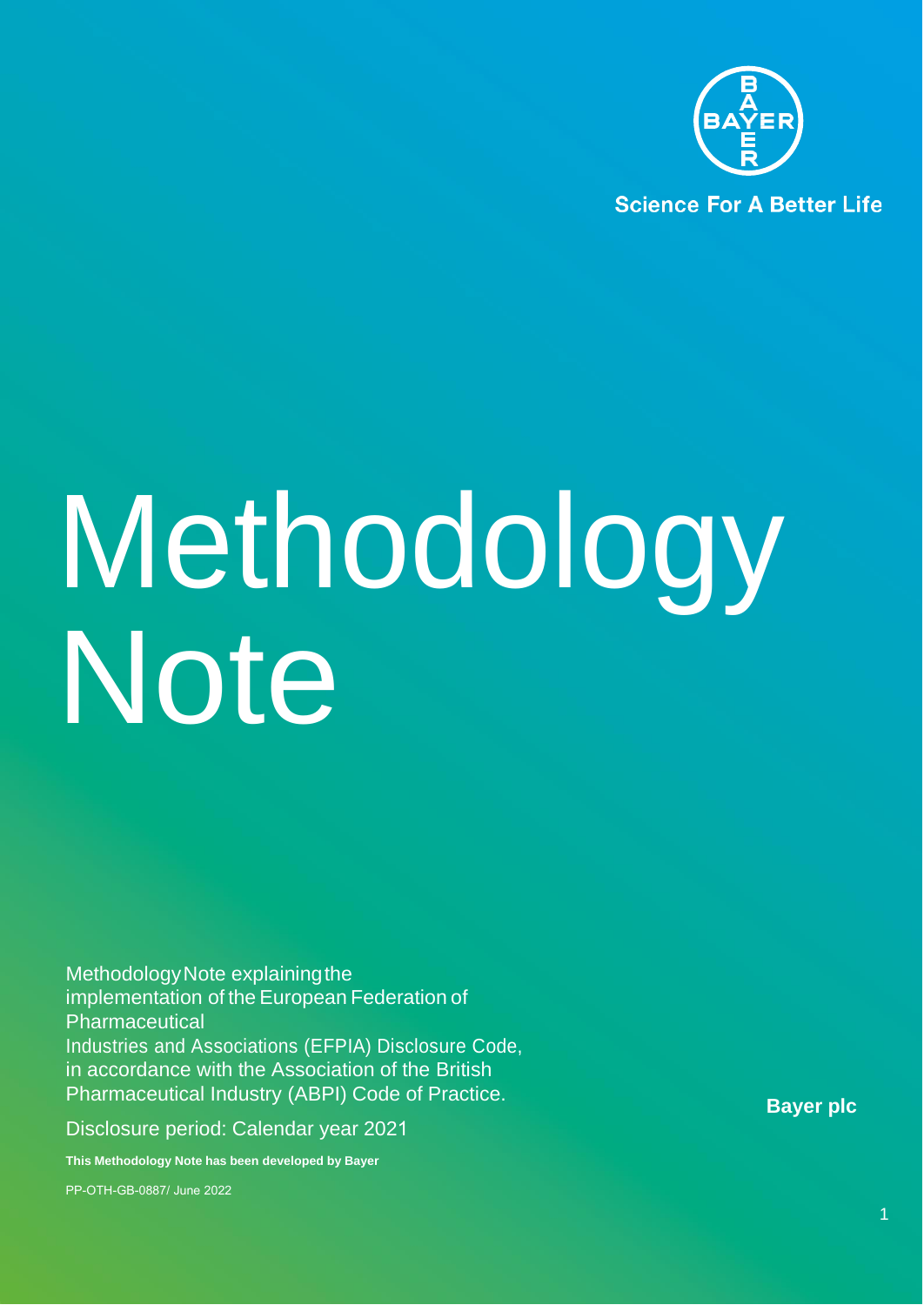Science For A Better Life

# Methodology Note

Methodology Note explaining the implementation of the European Federation of Pharmaceutical Industries and Associations (EFPIA) Disclosure Code, in accordance with the Association of the British Pharmaceutical Industry (ABPI) Code of Practice.

Disclosure period: Calendar year 2021

**This Methodology Note has been developed by Bayer**

PP-OTH-GB-0887/ June 2022

**Bayer plc**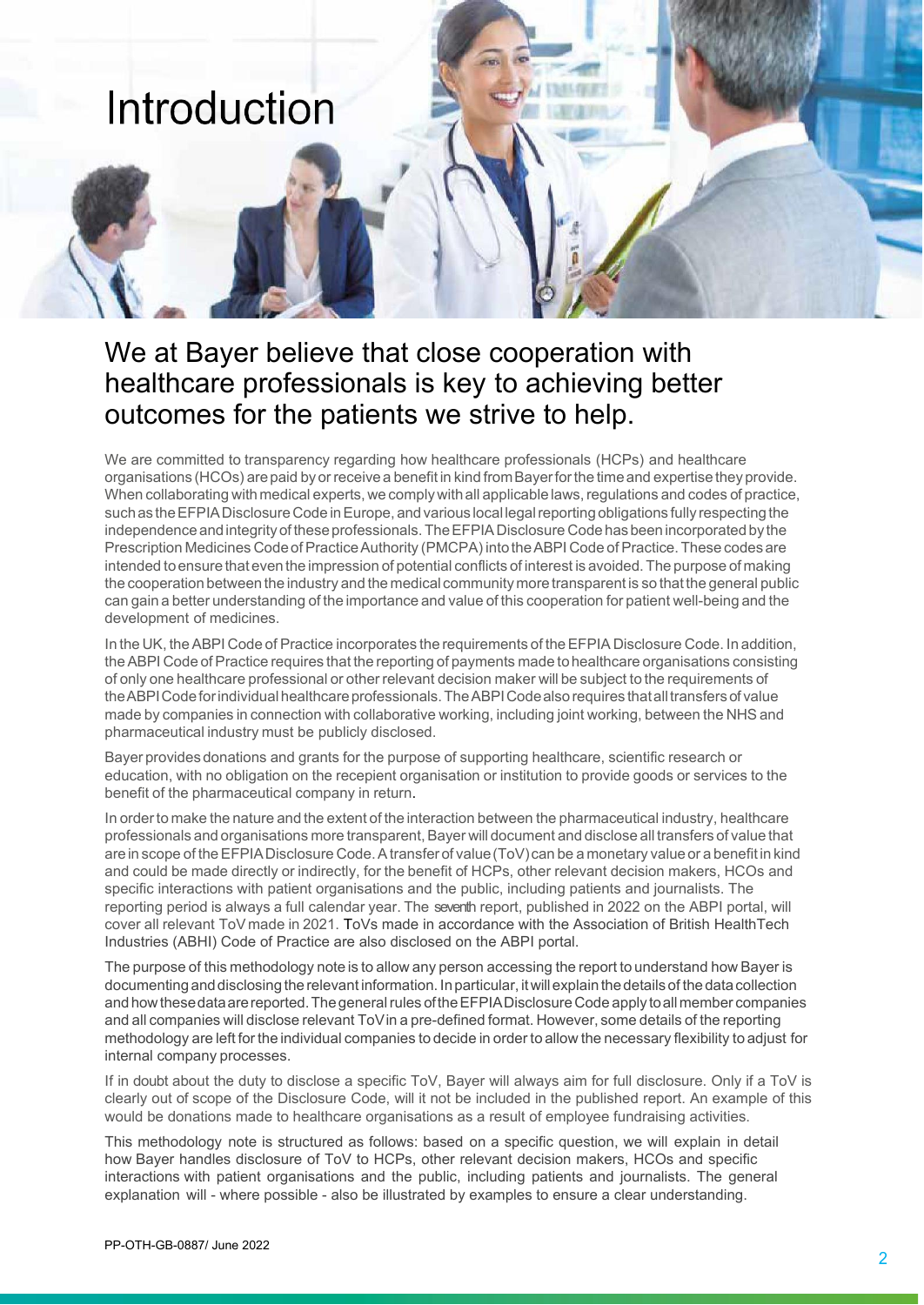# Introduction

## We at Bayer believe that close cooperation with healthcare professionals is key to achieving better outcomes for the patients we strive to help.

We are committed to transparency regarding how healthcare professionals (HCPs) and healthcare organisations (HCOs) are paid by or receive a benefit in kind from Bayer for the time and expertise they provide. When collaborating with medical experts, we comply with all applicable laws, regulations and codes of practice, such as the EFPIA Disclosure Code in Europe, and various local legal reporting obligations fully respecting the independence and integrity of these professionals. The EFPIA Disclosure Code has been incorporated by the Prescription Medicines Code of Practice Authority (PMCPA) into the ABPI Code of Practice. These codes are intended to ensure that even the impression of potential conflicts of interest is avoided. The purpose of making the cooperation between the industry and the medical community more transparent is so that the general public can gain a better understanding of the importance and value of this cooperation for patient well-being and the development of medicines.

In the UK, the ABPI Code of Practice incorporates the requirements of the EFPIA Disclosure Code. In addition, the ABPI Code of Practice requires that the reporting of payments made to healthcare organisations consisting of only one healthcare professional or other relevant decision maker will be subject to the requirements of the ABPI Code for individual healthcare professionals. The ABPI Code also requires that all transfers of value made by companies in connection with collaborative working, including joint working, between the NHS and pharmaceutical industry must be publicly disclosed.

Bayer provides donations and grants for the purpose of supporting healthcare, scientific research or education, with no obligation on the recepient organisation or institution to provide goods or services to the benefit of the pharmaceutical company in return.

In order to make the nature and the extent of the interaction between the pharmaceutical industry, healthcare professionals and organisations more transparent, Bayer will document and disclose all transfers of value that are in scope of the EFPIA Disclosure Code. A transfer of value (ToV) can be a monetary value or a benefit in kind and could be made directly or indirectly, for the benefit of HCPs, other relevant decision makers, HCOs and specific interactions with patient organisations and the public, including patients and journalists. The reporting period is always a full calendar year. The seventh report, published in 2022 on the ABPI portal, will cover all relevant ToV made in 2021. ToVs made in accordance with the Association of British HealthTech Industries (ABHI) Code of Practice are also disclosed on the ABPI portal.

The purpose of this methodology note is to allow any person accessing the report to understand how Bayer is documenting and disclosing the relevant information. In particular, it will explain the details of the data collection and how these data are reported. The general rules of the EFPIA Disclosure Code apply to all member companies and all companies will disclose relevant ToV in a pre-defined format. However, some details of the reporting methodology are left for the individual companies to decide in order to allow the necessary flexibility to adjust for internal company processes.

If in doubt about the duty to disclose a specific ToV, Bayer will always aim for full disclosure. Only if a ToV is clearly out of scope of the Disclosure Code, will it not be included in the published report. An example of this would be donations made to healthcare organisations as a result of employee fundraising activities.

This methodology note is structured as follows: based on a specific question, we will explain in detail how Bayer handles disclosure of ToV to HCPs, other relevant decision makers, HCOs and specific interactions with patient organisations and the public, including patients and journalists. The general explanation will - where possible - also be illustrated by examples to ensure a clear understanding.

PP-OTH-GB-0887/ June 2022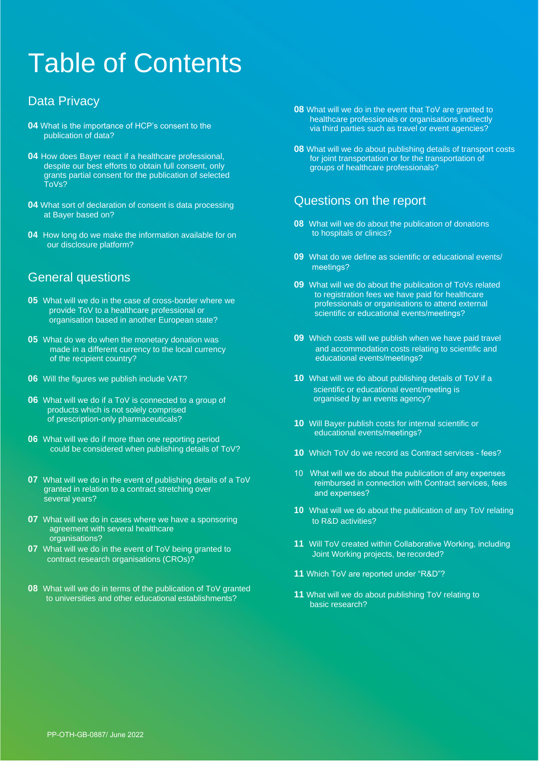# Table of Contents

## Data Privacy

**04** What is the importance of HCP's consent to the publication of data?

**04** How does Bayer react if a healthcare professional, despite our best efforts to obtain full consent, only grants partial consent for the publication of selected ToVs?

**04** What sort of declaration of consent is data processing at Bayer based on?

**04** How long do we make the information available for on our disclosure platform?

## General questions

**05** What will we do in the case of cross-border where we provide ToV to a healthcare professional or organisation based in another European state?

**05** What do we do when the monetary donation was made in a different currency to the local currency of the recipient country?

**06** Will the figures we publish include VAT?

**06** What will we do if a ToV is connected to a group of products which is not solely comprised of prescription-only pharmaceuticals?

**06** What will we do if more than one reporting period could be considered when publishing details of ToV?

**07** What will we do in the event of publishing details of a ToV granted in relation to a contract stretching over several years?

**07** What will we do in cases where we have a sponsoring agreement with several healthcare organisations?

**07** What will we do in the event of ToV being granted to contract research organisations (CROs)?

**08** What will we do in terms of the publication of ToV granted to universities and other educational establishments?

**08** What will we do in the event that ToV are granted to healthcare professionals or organisations indirectly via third parties such as travel or event agencies?

**08** What will we do about publishing details of transport costs for joint transportation or for the transportation of groups of healthcare professionals?

## Questions on the report

**08** What will we do about the publication of donations to hospitals or clinics?

**09** What do we define as scientific or educational events/ meetings?

**09** What will we do about the publication of ToVs related to registration fees we have paid for healthcare professionals or organisations to attend external scientific or educational events/meetings?

**09** Which costs will we publish when we have paid travel and accommodation costs relating to scientific and educational events/meetings?

**10** What will we do about publishing details of ToV if a scientific or educational event/meeting is organised by an events agency?

**10** Will Bayer publish costs for internal scientific or educational events/meetings?

**10** Which ToV do we record as Contract services - fees?

10 What will we do about the publication of any expenses reimbursed in connection with Contract services, fees and expenses?

**10** What will we do about the publication of any ToV relating to R&D activities?

**11** Will ToV created within Collaborative Working, including Joint Working projects, be recorded?

**11** Which ToV are reported under "R&D"?

**11** What will we do about publishing ToV relating to basic research?

PP-OTH-GB-0887/ June 2022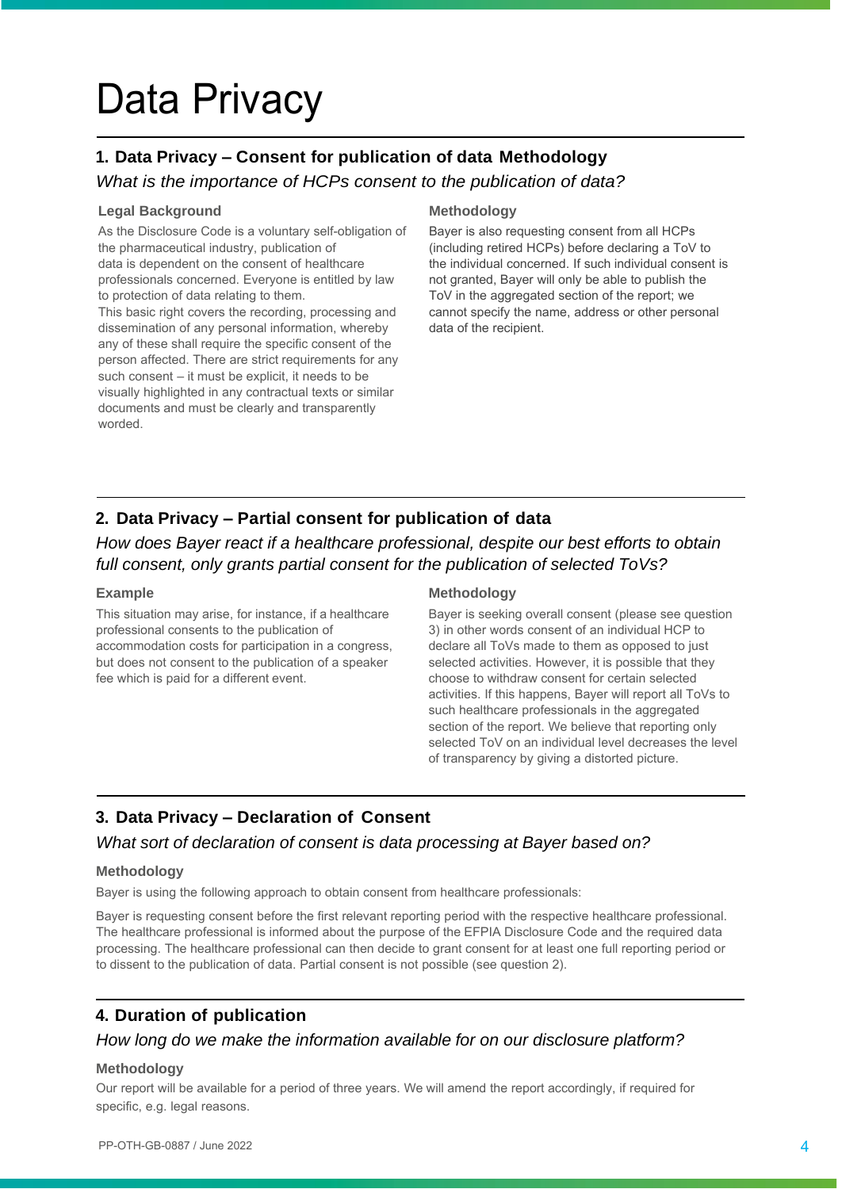# Data Privacy

## 1. Data Privacy – Consent for publication of data Methodology

*What is the importance of HCPs consent to the publication of data?*

### Legal Background

As the Disclosure Code is a voluntary self-obligation of the pharmaceutical industry, publication of data is dependent on the consent of healthcare professionals concerned. Everyone is entitled by law to protection of data relating to them.
This basic right covers the recording, processing and dissemination of any personal information, whereby any of these shall require the specific consent of the person affected. There are strict requirements for any such consent – it must be explicit, it needs to be visually highlighted in any contractual texts or similar documents and must be clearly and transparently worded.

### Methodology

Bayer is also requesting consent from all HCPs (including retired HCPs) before declaring a ToV to the individual concerned. If such individual consent is not granted, Bayer will only be able to publish the ToV in the aggregated section of the report; we cannot specify the name, address or other personal data of the recipient.

## 2. Data Privacy – Partial consent for publication of data

*How does Bayer react if a healthcare professional, despite our best efforts to obtain full consent, only grants partial consent for the publication of selected ToVs?*

### Example

This situation may arise, for instance, if a healthcare professional consents to the publication of accommodation costs for participation in a congress, but does not consent to the publication of a speaker fee which is paid for a different event.

### Methodology

Bayer is seeking overall consent (please see question 3) in other words consent of an individual HCP to declare all ToVs made to them as opposed to just selected activities. However, it is possible that they choose to withdraw consent for certain selected activities. If this happens, Bayer will report all ToVs to such healthcare professionals in the aggregated section of the report. We believe that reporting only selected ToV on an individual level decreases the level of transparency by giving a distorted picture.

## 3. Data Privacy – Declaration of Consent

*What sort of declaration of consent is data processing at Bayer based on?*

### Methodology

Bayer is using the following approach to obtain consent from healthcare professionals:

Bayer is requesting consent before the first relevant reporting period with the respective healthcare professional. The healthcare professional is informed about the purpose of the EFPIA Disclosure Code and the required data processing. The healthcare professional can then decide to grant consent for at least one full reporting period or to dissent to the publication of data. Partial consent is not possible (see question 2).

## 4. Duration of publication

*How long do we make the information available for on our disclosure platform?*

### Methodology

Our report will be available for a period of three years. We will amend the report accordingly, if required for specific, e.g. legal reasons.

PP-OTH-GB-0887 / June 2022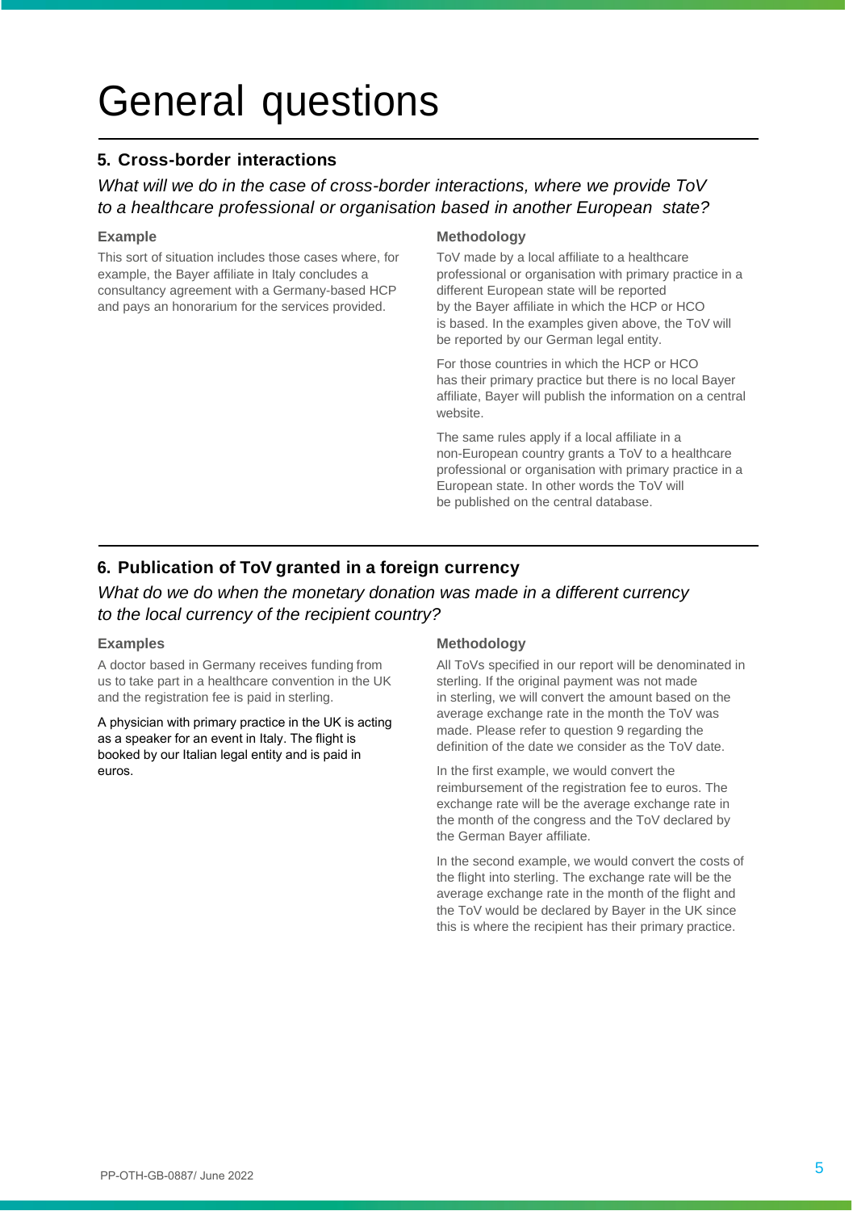# General questions

## 5. Cross-border interactions

*What will we do in the case of cross-border interactions, where we provide ToV to a healthcare professional or organisation based in another European state?*

### Example

This sort of situation includes those cases where, for example, the Bayer affiliate in Italy concludes a consultancy agreement with a Germany-based HCP and pays an honorarium for the services provided.

### Methodology

ToV made by a local affiliate to a healthcare professional or organisation with primary practice in a different European state will be reported by the Bayer affiliate in which the HCP or HCO is based. In the examples given above, the ToV will be reported by our German legal entity.

For those countries in which the HCP or HCO has their primary practice but there is no local Bayer affiliate, Bayer will publish the information on a central website.

The same rules apply if a local affiliate in a non-European country grants a ToV to a healthcare professional or organisation with primary practice in a European state. In other words the ToV will be published on the central database.

## 6. Publication of ToV granted in a foreign currency

*What do we do when the monetary donation was made in a different currency to the local currency of the recipient country?*

### Examples

A doctor based in Germany receives funding from us to take part in a healthcare convention in the UK and the registration fee is paid in sterling.

A physician with primary practice in the UK is acting as a speaker for an event in Italy. The flight is booked by our Italian legal entity and is paid in euros.

### Methodology

All ToVs specified in our report will be denominated in sterling. If the original payment was not made in sterling, we will convert the amount based on the average exchange rate in the month the ToV was made. Please refer to question 9 regarding the definition of the date we consider as the ToV date.

In the first example, we would convert the reimbursement of the registration fee to euros. The exchange rate will be the average exchange rate in the month of the congress and the ToV declared by the German Bayer affiliate.

In the second example, we would convert the costs of the flight into sterling. The exchange rate will be the average exchange rate in the month of the flight and the ToV would be declared by Bayer in the UK since this is where the recipient has their primary practice.

PP-OTH-GB-0887/ June 2022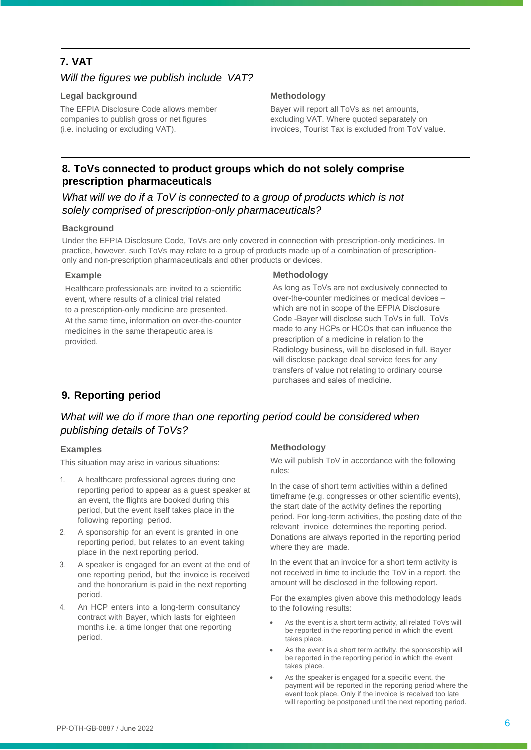## 7. VAT

*Will the figures we publish include VAT?*

**Legal background**

The EFPIA Disclosure Code allows member companies to publish gross or net figures (i.e. including or excluding VAT).

**Methodology**

Bayer will report all ToVs as net amounts, excluding VAT. Where quoted separately on invoices, Tourist Tax is excluded from ToV value.

## 8. ToVs connected to product groups which do not solely comprise prescription pharmaceuticals

*What will we do if a ToV is connected to a group of products which is not solely comprised of prescription-only pharmaceuticals?*

**Background**

Under the EFPIA Disclosure Code, ToVs are only covered in connection with prescription-only medicines. In practice, however, such ToVs may relate to a group of products made up of a combination of prescription-only and non-prescription pharmaceuticals and other products or devices.

**Example**

Healthcare professionals are invited to a scientific event, where results of a clinical trial related to a prescription-only medicine are presented. At the same time, information on over-the-counter medicines in the same therapeutic area is provided.

**Methodology**

As long as ToVs are not exclusively connected to over-the-counter medicines or medical devices – which are not in scope of the EFPIA Disclosure Code -Bayer will disclose such ToVs in full. ToVs made to any HCPs or HCOs that can influence the prescription of a medicine in relation to the Radiology business, will be disclosed in full. Bayer will disclose package deal service fees for any transfers of value not relating to ordinary course purchases and sales of medicine.

## 9. Reporting period

*What will we do if more than one reporting period could be considered when publishing details of ToVs?*

**Examples**

This situation may arise in various situations:

1. A healthcare professional agrees during one reporting period to appear as a guest speaker at an event, the flights are booked during this period, but the event itself takes place in the following reporting period.
2. A sponsorship for an event is granted in one reporting period, but relates to an event taking place in the next reporting period.
3. A speaker is engaged for an event at the end of one reporting period, but the invoice is received and the honorarium is paid in the next reporting period.
4. An HCP enters into a long-term consultancy contract with Bayer, which lasts for eighteen months i.e. a time longer that one reporting period.

**Methodology**

We will publish ToV in accordance with the following rules:

In the case of short term activities within a defined timeframe (e.g. congresses or other scientific events), the start date of the activity defines the reporting period. For long-term activities, the posting date of the relevant invoice determines the reporting period. Donations are always reported in the reporting period where they are made.

In the event that an invoice for a short term activity is not received in time to include the ToV in a report, the amount will be disclosed in the following report.

For the examples given above this methodology leads to the following results:

- As the event is a short term activity, all related ToVs will be reported in the reporting period in which the event takes place.
- As the event is a short term activity, the sponsorship will be reported in the reporting period in which the event takes place.
- As the speaker is engaged for a specific event, the payment will be reported in the reporting period where the event took place. Only if the invoice is received too late will reporting be postponed until the next reporting period.

PP-OTH-GB-0887 / June 2022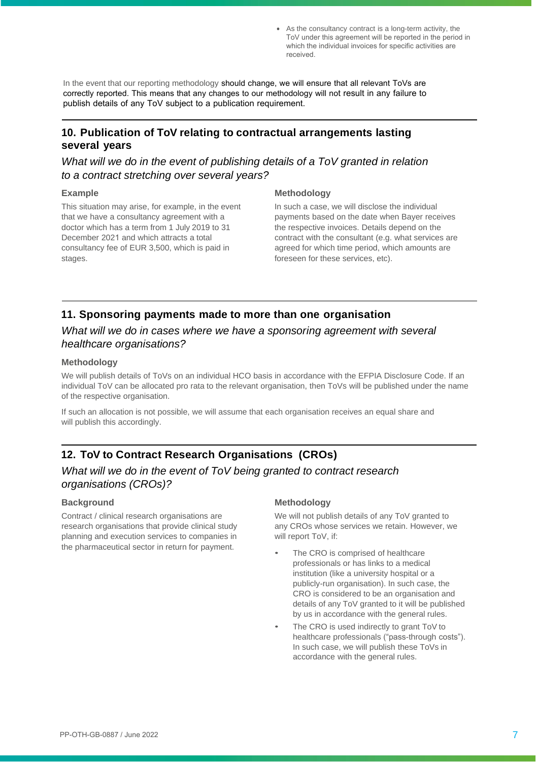- As the consultancy contract is a long-term activity, the ToV under this agreement will be reported in the period in which the individual invoices for specific activities are received.

In the event that our reporting methodology should change, we will ensure that all relevant ToVs are correctly reported. This means that any changes to our methodology will not result in any failure to publish details of any ToV subject to a publication requirement.

## 10. Publication of ToV relating to contractual arrangements lasting several years

*What will we do in the event of publishing details of a ToV granted in relation to a contract stretching over several years?*

### Example

This situation may arise, for example, in the event that we have a consultancy agreement with a doctor which has a term from 1 July 2019 to 31 December 2021 and which attracts a total consultancy fee of EUR 3,500, which is paid in stages.

### Methodology

In such a case, we will disclose the individual payments based on the date when Bayer receives the respective invoices. Details depend on the contract with the consultant (e.g. what services are agreed for which time period, which amounts are foreseen for these services, etc).

## 11. Sponsoring payments made to more than one organisation

*What will we do in cases where we have a sponsoring agreement with several healthcare organisations?*

### Methodology

We will publish details of ToVs on an individual HCO basis in accordance with the EFPIA Disclosure Code. If an individual ToV can be allocated pro rata to the relevant organisation, then ToVs will be published under the name of the respective organisation.

If such an allocation is not possible, we will assume that each organisation receives an equal share and will publish this accordingly.

## 12. ToV to Contract Research Organisations (CROs)

*What will we do in the event of ToV being granted to contract research organisations (CROs)?*

### Background

Contract / clinical research organisations are research organisations that provide clinical study planning and execution services to companies in the pharmaceutical sector in return for payment.

### Methodology

We will not publish details of any ToV granted to any CROs whose services we retain. However, we will report ToV, if:

- The CRO is comprised of healthcare professionals or has links to a medical institution (like a university hospital or a publicly-run organisation). In such case, the CRO is considered to be an organisation and details of any ToV granted to it will be published by us in accordance with the general rules.
- The CRO is used indirectly to grant ToV to healthcare professionals ("pass-through costs"). In such case, we will publish these ToVs in accordance with the general rules.

PP-OTH-GB-0887 / June 2022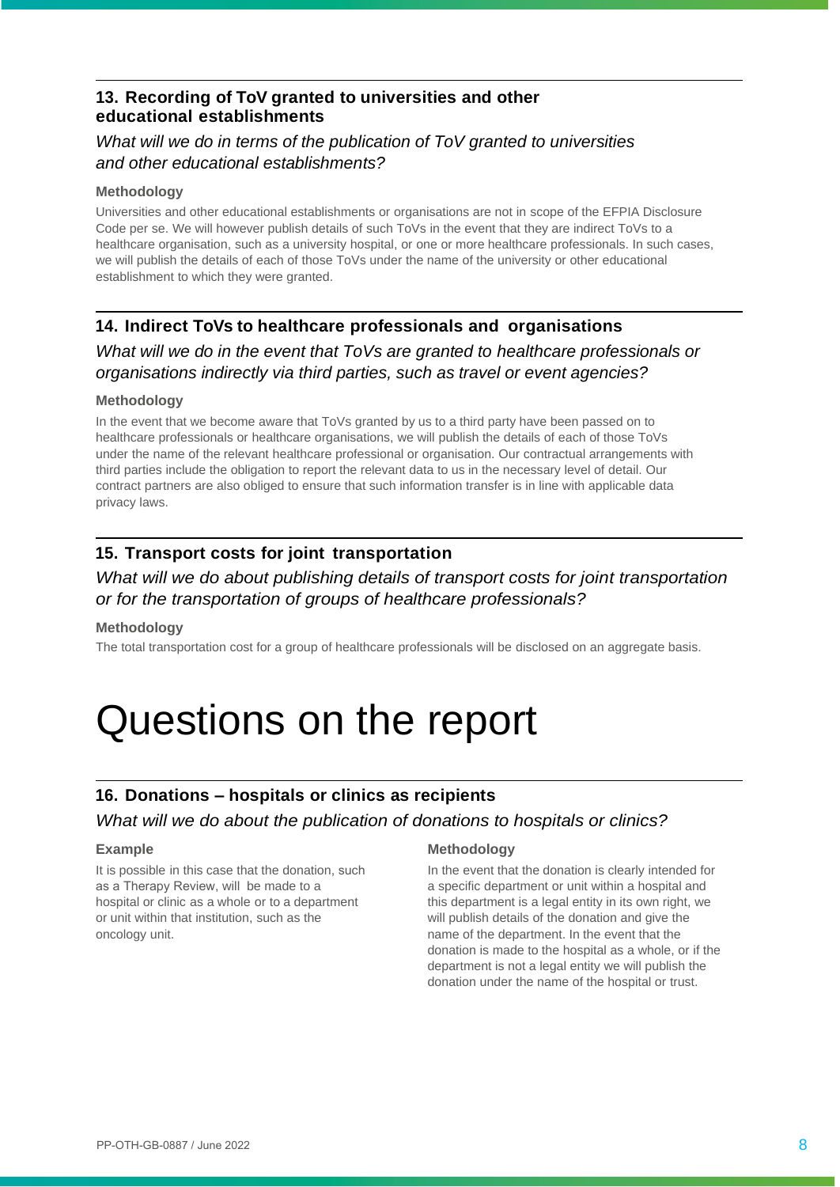## 13. Recording of ToV granted to universities and other educational establishments

*What will we do in terms of the publication of ToV granted to universities and other educational establishments?*

**Methodology**

Universities and other educational establishments or organisations are not in scope of the EFPIA Disclosure Code per se. We will however publish details of such ToVs in the event that they are indirect ToVs to a healthcare organisation, such as a university hospital, or one or more healthcare professionals. In such cases, we will publish the details of each of those ToVs under the name of the university or other educational establishment to which they were granted.

## 14. Indirect ToVs to healthcare professionals and organisations

*What will we do in the event that ToVs are granted to healthcare professionals or organisations indirectly via third parties, such as travel or event agencies?*

**Methodology**

In the event that we become aware that ToVs granted by us to a third party have been passed on to healthcare professionals or healthcare organisations, we will publish the details of each of those ToVs under the name of the relevant healthcare professional or organisation. Our contractual arrangements with third parties include the obligation to report the relevant data to us in the necessary level of detail. Our contract partners are also obliged to ensure that such information transfer is in line with applicable data privacy laws.

## 15. Transport costs for joint transportation

*What will we do about publishing details of transport costs for joint transportation or for the transportation of groups of healthcare professionals?*

**Methodology**

The total transportation cost for a group of healthcare professionals will be disclosed on an aggregate basis.

# Questions on the report

## 16. Donations – hospitals or clinics as recipients

*What will we do about the publication of donations to hospitals or clinics?*

**Example**

It is possible in this case that the donation, such as a Therapy Review, will be made to a hospital or clinic as a whole or to a department or unit within that institution, such as the oncology unit.

**Methodology**

In the event that the donation is clearly intended for a specific department or unit within a hospital and this department is a legal entity in its own right, we will publish details of the donation and give the name of the department. In the event that the donation is made to the hospital as a whole, or if the department is not a legal entity we will publish the donation under the name of the hospital or trust.

PP-OTH-GB-0887 / June 2022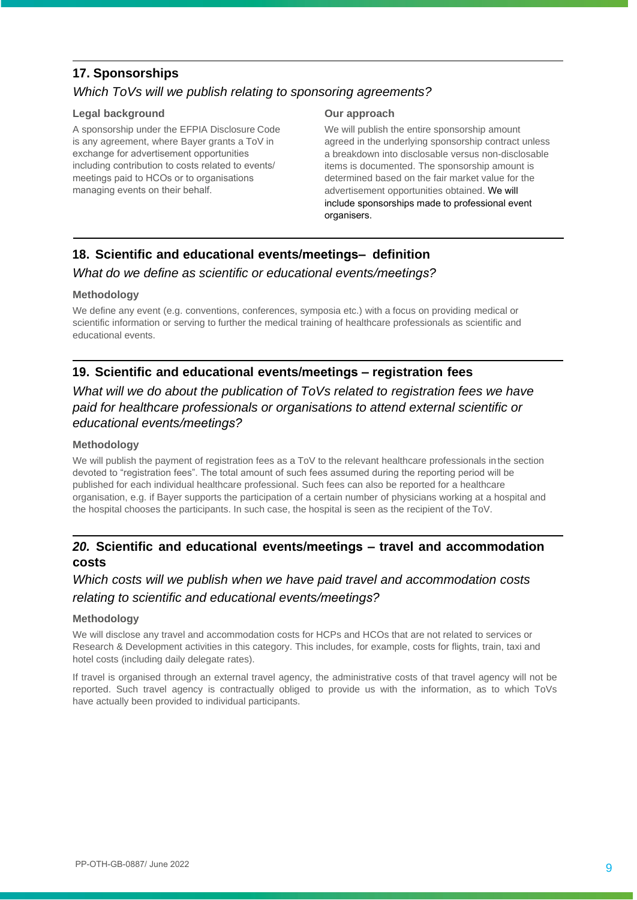## 17. Sponsorships

*Which ToVs will we publish relating to sponsoring agreements?*

**Legal background**

A sponsorship under the EFPIA Disclosure Code is any agreement, where Bayer grants a ToV in exchange for advertisement opportunities including contribution to costs related to events/ meetings paid to HCOs or to organisations managing events on their behalf.

**Our approach**

We will publish the entire sponsorship amount agreed in the underlying sponsorship contract unless a breakdown into disclosable versus non-disclosable items is documented. The sponsorship amount is determined based on the fair market value for the advertisement opportunities obtained. We will include sponsorships made to professional event organisers.

## 18. Scientific and educational events/meetings– definition

*What do we define as scientific or educational events/meetings?*

**Methodology**

We define any event (e.g. conventions, conferences, symposia etc.) with a focus on providing medical or scientific information or serving to further the medical training of healthcare professionals as scientific and educational events.

## 19. Scientific and educational events/meetings – registration fees

*What will we do about the publication of ToVs related to registration fees we have paid for healthcare professionals or organisations to attend external scientific or educational events/meetings?*

**Methodology**

We will publish the payment of registration fees as a ToV to the relevant healthcare professionals in the section devoted to "registration fees". The total amount of such fees assumed during the reporting period will be published for each individual healthcare professional. Such fees can also be reported for a healthcare organisation, e.g. if Bayer supports the participation of a certain number of physicians working at a hospital and the hospital chooses the participants. In such case, the hospital is seen as the recipient of the ToV.

## *20.* Scientific and educational events/meetings – travel and accommodation costs

*Which costs will we publish when we have paid travel and accommodation costs relating to scientific and educational events/meetings?*

**Methodology**

We will disclose any travel and accommodation costs for HCPs and HCOs that are not related to services or Research & Development activities in this category. This includes, for example, costs for flights, train, taxi and hotel costs (including daily delegate rates).

If travel is organised through an external travel agency, the administrative costs of that travel agency will not be reported. Such travel agency is contractually obliged to provide us with the information, as to which ToVs have actually been provided to individual participants.

PP-OTH-GB-0887/ June 2022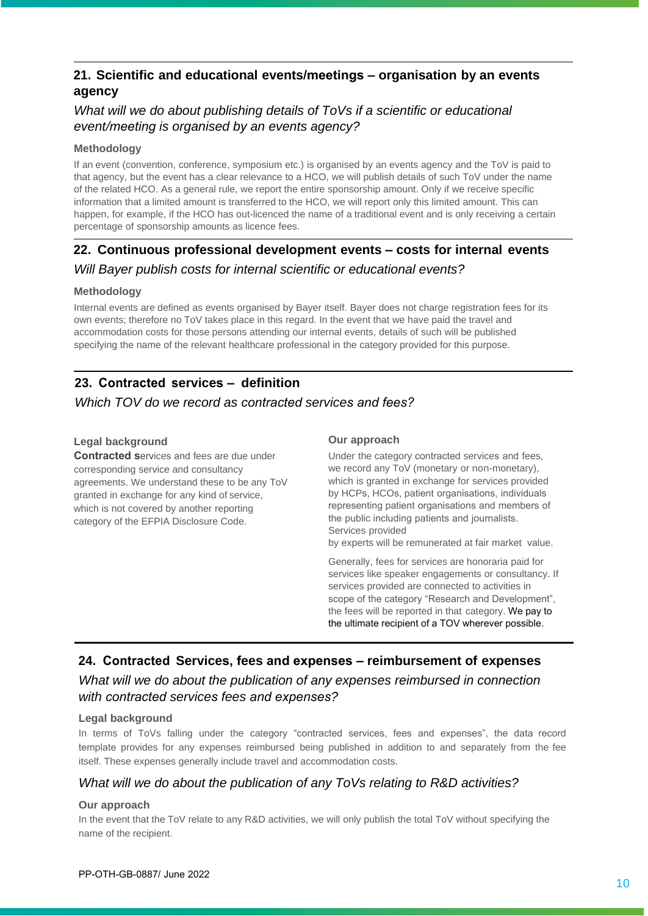## 21. Scientific and educational events/meetings – organisation by an events agency

*What will we do about publishing details of ToVs if a scientific or educational event/meeting is organised by an events agency?*

**Methodology**

If an event (convention, conference, symposium etc.) is organised by an events agency and the ToV is paid to that agency, but the event has a clear relevance to a HCO, we will publish details of such ToV under the name of the related HCO. As a general rule, we report the entire sponsorship amount. Only if we receive specific information that a limited amount is transferred to the HCO, we will report only this limited amount. This can happen, for example, if the HCO has out-licenced the name of a traditional event and is only receiving a certain percentage of sponsorship amounts as licence fees.

## 22. Continuous professional development events – costs for internal events

*Will Bayer publish costs for internal scientific or educational events?*

**Methodology**

Internal events are defined as events organised by Bayer itself. Bayer does not charge registration fees for its own events; therefore no ToV takes place in this regard. In the event that we have paid the travel and accommodation costs for those persons attending our internal events, details of such will be published specifying the name of the relevant healthcare professional in the category provided for this purpose.

## 23. Contracted services – definition

*Which TOV do we record as contracted services and fees?*

**Legal background**

**Contracted s**ervices and fees are due under corresponding service and consultancy agreements. We understand these to be any ToV granted in exchange for any kind of service, which is not covered by another reporting category of the EFPIA Disclosure Code.

**Our approach**

Under the category contracted services and fees, we record any ToV (monetary or non-monetary), which is granted in exchange for services provided by HCPs, HCOs, patient organisations, individuals representing patient organisations and members of the public including patients and journalists. Services provided by experts will be remunerated at fair market value.

Generally, fees for services are honoraria paid for services like speaker engagements or consultancy. If services provided are connected to activities in scope of the category “Research and Development”, the fees will be reported in that category. We pay to the ultimate recipient of a TOV wherever possible.

## 24. Contracted Services, fees and expenses – reimbursement of expenses

*What will we do about the publication of any expenses reimbursed in connection with contracted services fees and expenses?*

**Legal background**

In terms of ToVs falling under the category “contracted services, fees and expenses”, the data record template provides for any expenses reimbursed being published in addition to and separately from the fee itself. These expenses generally include travel and accommodation costs.

*What will we do about the publication of any ToVs relating to R&D activities?*

**Our approach**

In the event that the ToV relate to any R&D activities, we will only publish the total ToV without specifying the name of the recipient.

PP-OTH-GB-0887/ June 2022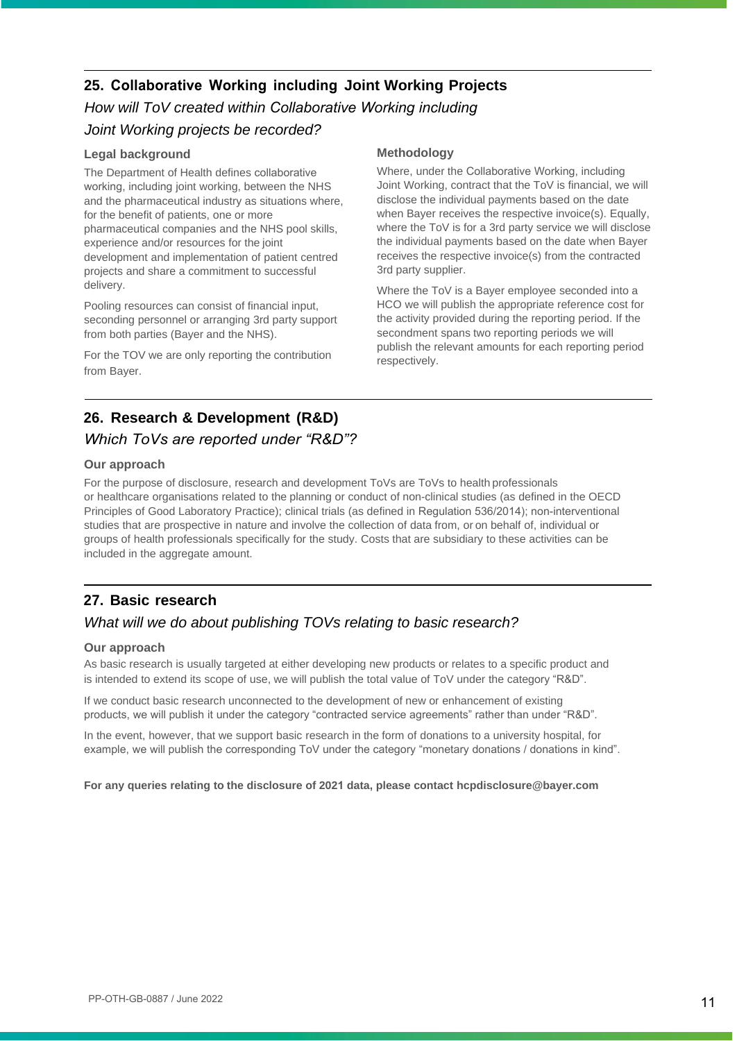## 25. Collaborative Working including Joint Working Projects

*How will ToV created within Collaborative Working including Joint Working projects be recorded?*

### Legal background

The Department of Health defines collaborative working, including joint working, between the NHS and the pharmaceutical industry as situations where, for the benefit of patients, one or more pharmaceutical companies and the NHS pool skills, experience and/or resources for the joint development and implementation of patient centred projects and share a commitment to successful delivery.

Pooling resources can consist of financial input, seconding personnel or arranging 3rd party support from both parties (Bayer and the NHS).

For the TOV we are only reporting the contribution from Bayer.

### Methodology

Where, under the Collaborative Working, including Joint Working, contract that the ToV is financial, we will disclose the individual payments based on the date when Bayer receives the respective invoice(s). Equally, where the ToV is for a 3rd party service we will disclose the individual payments based on the date when Bayer receives the respective invoice(s) from the contracted 3rd party supplier.

Where the ToV is a Bayer employee seconded into a HCO we will publish the appropriate reference cost for the activity provided during the reporting period. If the secondment spans two reporting periods we will publish the relevant amounts for each reporting period respectively.

## 26. Research & Development (R&D)

*Which ToVs are reported under “R&D”?*

### Our approach

For the purpose of disclosure, research and development ToVs are ToVs to health professionals or healthcare organisations related to the planning or conduct of non-clinical studies (as defined in the OECD Principles of Good Laboratory Practice); clinical trials (as defined in Regulation 536/2014); non-interventional studies that are prospective in nature and involve the collection of data from, or on behalf of, individual or groups of health professionals specifically for the study. Costs that are subsidiary to these activities can be included in the aggregate amount.

## 27. Basic research

*What will we do about publishing TOVs relating to basic research?*

### Our approach

As basic research is usually targeted at either developing new products or relates to a specific product and is intended to extend its scope of use, we will publish the total value of ToV under the category “R&D”.

If we conduct basic research unconnected to the development of new or enhancement of existing products, we will publish it under the category “contracted service agreements” rather than under “R&D”.

In the event, however, that we support basic research in the form of donations to a university hospital, for example, we will publish the corresponding ToV under the category “monetary donations / donations in kind”.

**For any queries relating to the disclosure of 2021 data, please contact hcpdisclosure@bayer.com**

PP-OTH-GB-0887 / June 2022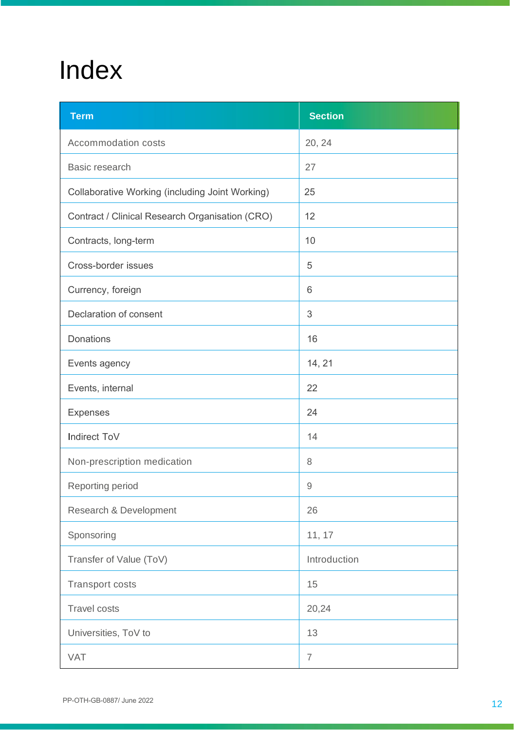# Index

| Term | Section |
|---|---|
| Accommodation costs | 20, 24 |
| Basic research | 27 |
| Collaborative Working (including Joint Working) | 25 |
| Contract / Clinical Research Organisation (CRO) | 12 |
| Contracts, long-term | 10 |
| Cross-border issues | 5 |
| Currency, foreign | 6 |
| Declaration of consent | 3 |
| Donations | 16 |
| Events agency | 14, 21 |
| Events, internal | 22 |
| Expenses | 24 |
| Indirect ToV | 14 |
| Non-prescription medication | 8 |
| Reporting period | 9 |
| Research & Development | 26 |
| Sponsoring | 11, 17 |
| Transfer of Value (ToV) | Introduction |
| Transport costs | 15 |
| Travel costs | 20,24 |
| Universities, ToV to | 13 |
| VAT | 7 |

PP-OTH-GB-0887/ June 2022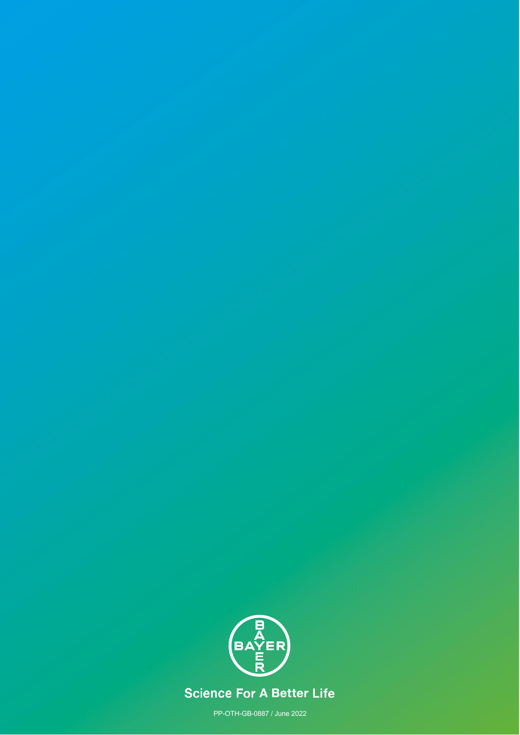BAYER

Science For A Better Life

PP-OTH-GB-0887 / June 2022